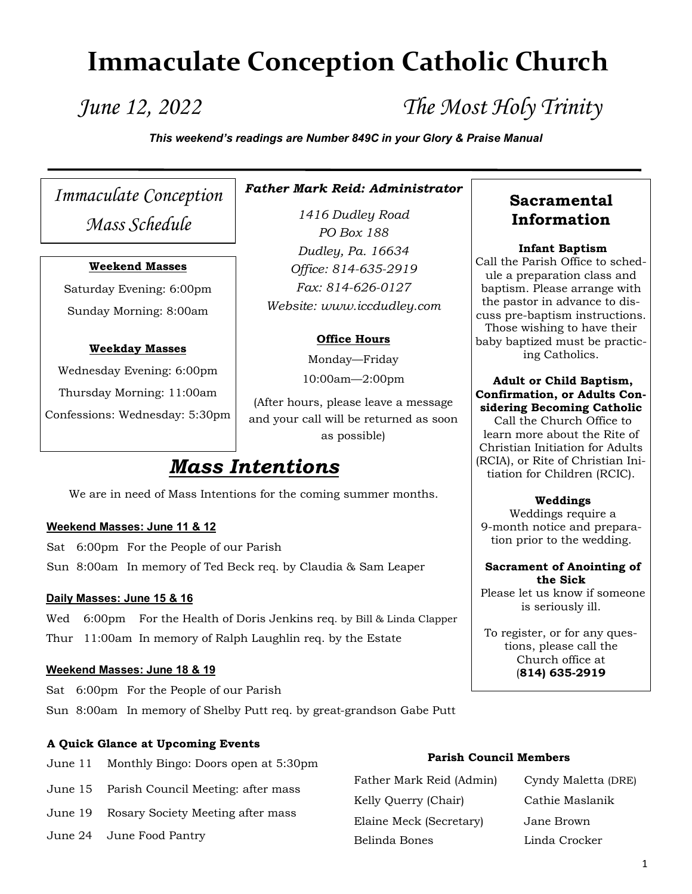# Immaculate Conception Catholic Church

*June 12, 2022* *The Most Holy Trinity*

***This weekend's readings are Number 849C in your Glory & Praise Manual***

## *Immaculate Conception Mass Schedule*

**Weekend Masses**

Saturday Evening: 6:00pm

Sunday Morning: 8:00am

**Weekday Masses**

Wednesday Evening: 6:00pm

Thursday Morning: 11:00am

Confessions: Wednesday: 5:30pm

***Father Mark Reid: Administrator***

*1416 Dudley Road*
*PO Box 188*
*Dudley, Pa. 16634*
*Office: 814-635-2919*
*Fax: 814-626-0127*
*Website: www.iccdudley.com*

**Office Hours**

Monday—Friday

10:00am—2:00pm

(After hours, please leave a message and your call will be returned as soon as possible)

## Sacramental Information

**Infant Baptism**
Call the Parish Office to schedule a preparation class and baptism. Please arrange with the pastor in advance to discuss pre-baptism instructions. Those wishing to have their baby baptized must be practicing Catholics.

**Adult or Child Baptism, Confirmation, or Adults Considering Becoming Catholic**
Call the Church Office to learn more about the Rite of Christian Initiation for Adults (RCIA), or Rite of Christian Initiation for Children (RCIC).

**Weddings**
Weddings require a 9-month notice and preparation prior to the wedding.

**Sacrament of Anointing of the Sick**
Please let us know if someone is seriously ill.

To register, or for any questions, please call the Church office at (**814) 635-2919**

## *Mass Intentions*

We are in need of Mass Intentions for the coming summer months.

**Weekend Masses: June 11 & 12**

Sat 6:00pm For the People of our Parish

Sun 8:00am In memory of Ted Beck req. by Claudia & Sam Leaper

**Daily Masses: June 15 & 16**

Wed 6:00pm For the Health of Doris Jenkins req. by Bill & Linda Clapper

Thur 11:00am In memory of Ralph Laughlin req. by the Estate

**Weekend Masses: June 18 & 19**

Sat 6:00pm For the People of our Parish

Sun 8:00am In memory of Shelby Putt req. by great-grandson Gabe Putt

**A Quick Glance at Upcoming Events**

| | |
|---|---|
| June 11 | Monthly Bingo: Doors open at 5:30pm |
| June 15 | Parish Council Meeting: after mass |
| June 19 | Rosary Society Meeting after mass |
| June 24 | June Food Pantry |

**Parish Council Members**

| | |
|---|---|
| Father Mark Reid (Admin) | Cyndy Maletta (DRE) |
| Kelly Querry (Chair) | Cathie Maslanik |
| Elaine Meck (Secretary) | Jane Brown |
| Belinda Bones | Linda Crocker |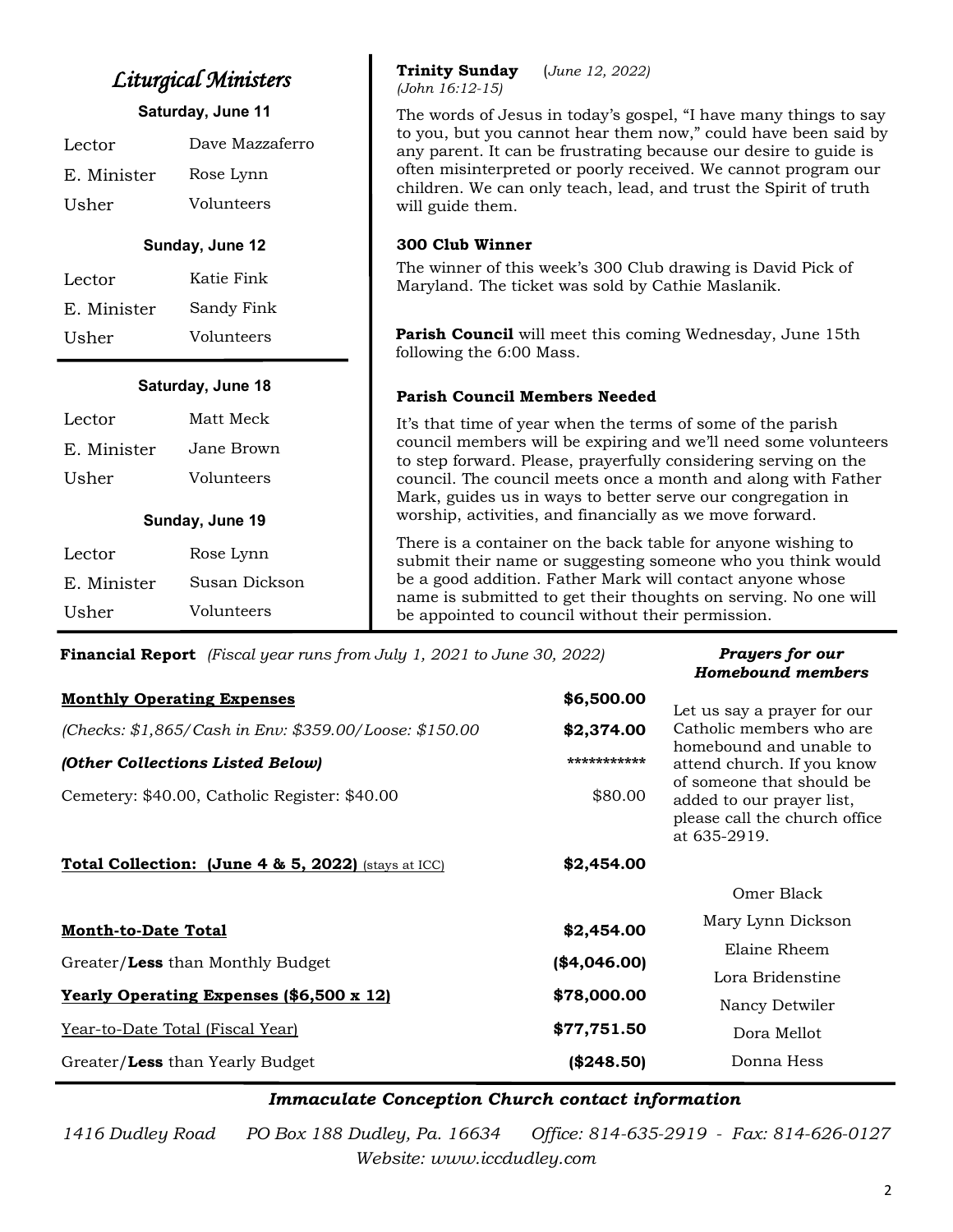## *Liturgical Ministers*

**Saturday, June 11**

| | |
|---|---|
| Lector | Dave Mazzaferro |
| E. Minister | Rose Lynn |
| Usher | Volunteers |

**Sunday, June 12**

| | |
|---|---|
| Lector | Katie Fink |
| E. Minister | Sandy Fink |
| Usher | Volunteers |

**Saturday, June 18**

| | |
|---|---|
| Lector | Matt Meck |
| E. Minister | Jane Brown |
| Usher | Volunteers |

**Sunday, June 19**

| | |
|---|---|
| Lector | Rose Lynn |
| E. Minister | Susan Dickson |
| Usher | Volunteers |

**Trinity Sunday** (*June 12, 2022)*
*(John 16:12-15)*

The words of Jesus in today's gospel, "I have many things to say to you, but you cannot hear them now," could have been said by any parent. It can be frustrating because our desire to guide is often misinterpreted or poorly received. We cannot program our children. We can only teach, lead, and trust the Spirit of truth will guide them.

**300 Club Winner**

The winner of this week's 300 Club drawing is David Pick of Maryland. The ticket was sold by Cathie Maslanik.

**Parish Council** will meet this coming Wednesday, June 15th following the 6:00 Mass.

**Parish Council Members Needed**

It's that time of year when the terms of some of the parish council members will be expiring and we'll need some volunteers to step forward. Please, prayerfully considering serving on the council. The council meets once a month and along with Father Mark, guides us in ways to better serve our congregation in worship, activities, and financially as we move forward.

There is a container on the back table for anyone wishing to submit their name or suggesting someone who you think would be a good addition. Father Mark will contact anyone whose name is submitted to get their thoughts on serving. No one will be appointed to council without their permission.

**Financial Report** *(Fiscal year runs from July 1, 2021 to June 30, 2022)*

| | |
|---|---|
| **Monthly Operating Expenses** | **$6,500.00** |
| *(Checks: $1,865/Cash in Env: $359.00/Loose: $150.00* | **$2,374.00** |
| ***(Other Collections Listed Below)*** | *********** |
| Cemetery: $40.00, Catholic Register: $40.00 | $80.00 |
| **Total Collection: (June 4 & 5, 2022)** (stays at ICC) | **$2,454.00** |
| **Month-to-Date Total** | **$2,454.00** |
| Greater/**Less** than Monthly Budget | **($4,046.00)** |
| **Yearly Operating Expenses ($6,500 x 12)** | **$78,000.00** |
| Year-to-Date Total (Fiscal Year) | **$77,751.50** |
| Greater/**Less** than Yearly Budget | **($248.50)** |

***Prayers for our Homebound members***

Let us say a prayer for our Catholic members who are homebound and unable to attend church. If you know of someone that should be added to our prayer list, please call the church office at 635-2919.

Omer Black
Mary Lynn Dickson
Elaine Rheem
Lora Bridenstine
Nancy Detwiler
Dora Mellot
Donna Hess

***Immaculate Conception Church contact information***

*1416 Dudley Road PO Box 188 Dudley, Pa. 16634 Office: 814-635-2919 - Fax: 814-626-0127*
*Website: www.iccdudley.com*